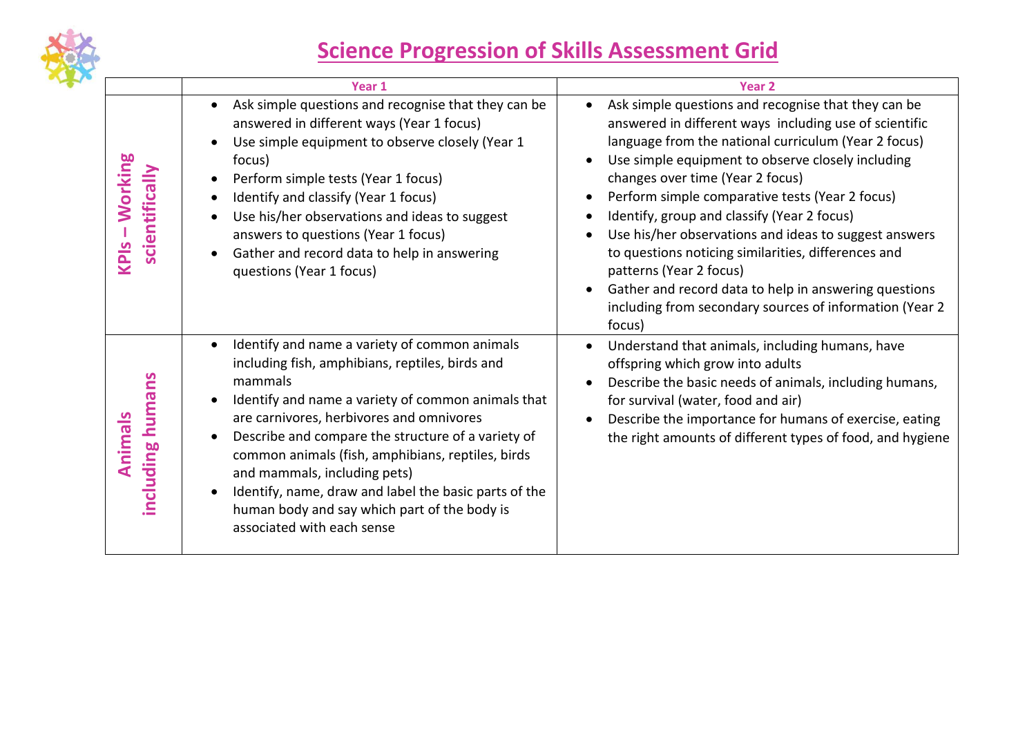# Science Progression of Skills Assessment Grid

| | Year 1 | Year 2 |
|---|---|---|
| **KPIs – Working scientifically** | • Ask simple questions and recognise that they can be answered in different ways (Year 1 focus)<br>• Use simple equipment to observe closely (Year 1 focus)<br>• Perform simple tests (Year 1 focus)<br>• Identify and classify (Year 1 focus)<br>• Use his/her observations and ideas to suggest answers to questions (Year 1 focus)<br>• Gather and record data to help in answering questions (Year 1 focus) | • Ask simple questions and recognise that they can be answered in different ways including use of scientific language from the national curriculum (Year 2 focus)<br>• Use simple equipment to observe closely including changes over time (Year 2 focus)<br>• Perform simple comparative tests (Year 2 focus)<br>• Identify, group and classify (Year 2 focus)<br>• Use his/her observations and ideas to suggest answers to questions noticing similarities, differences and patterns (Year 2 focus)<br>• Gather and record data to help in answering questions including from secondary sources of information (Year 2 focus) |
| **Animals including humans** | • Identify and name a variety of common animals including fish, amphibians, reptiles, birds and mammals<br>• Identify and name a variety of common animals that are carnivores, herbivores and omnivores<br>• Describe and compare the structure of a variety of common animals (fish, amphibians, reptiles, birds and mammals, including pets)<br>• Identify, name, draw and label the basic parts of the human body and say which part of the body is associated with each sense | • Understand that animals, including humans, have offspring which grow into adults<br>• Describe the basic needs of animals, including humans, for survival (water, food and air)<br>• Describe the importance for humans of exercise, eating the right amounts of different types of food, and hygiene |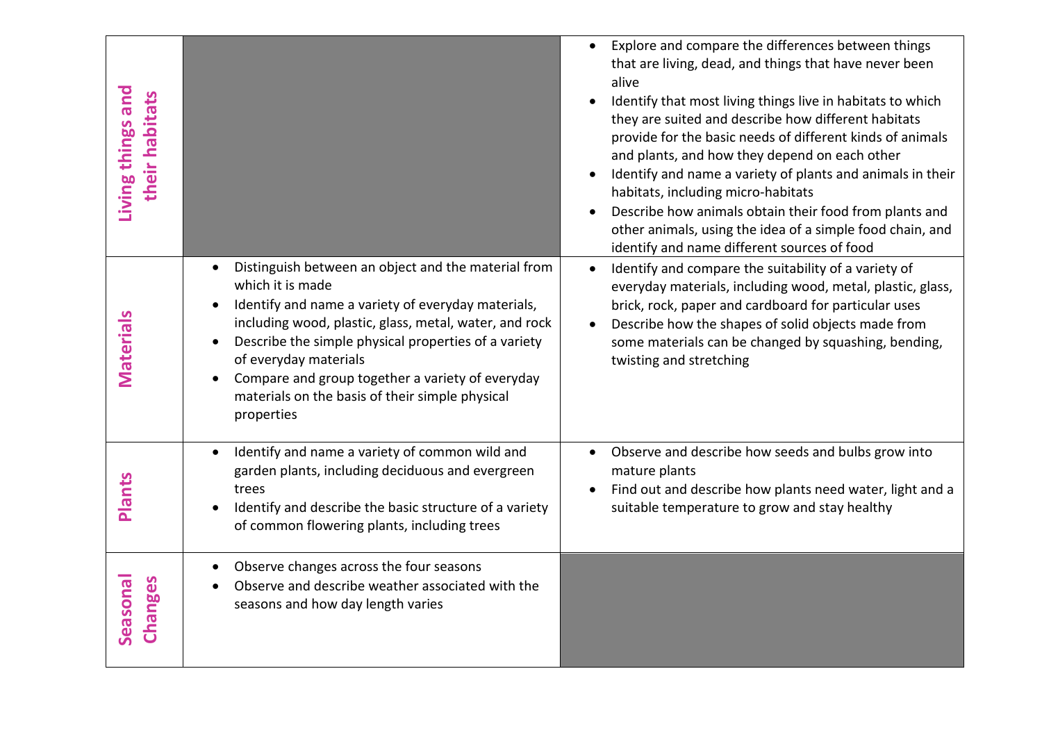| | | |
|---|---|---|
| **Living things and their habitats** | | • Explore and compare the differences between things that are living, dead, and things that have never been alive<br>• Identify that most living things live in habitats to which they are suited and describe how different habitats provide for the basic needs of different kinds of animals and plants, and how they depend on each other<br>• Identify and name a variety of plants and animals in their habitats, including micro-habitats<br>• Describe how animals obtain their food from plants and other animals, using the idea of a simple food chain, and identify and name different sources of food |
| **Materials** | • Distinguish between an object and the material from which it is made<br>• Identify and name a variety of everyday materials, including wood, plastic, glass, metal, water, and rock<br>• Describe the simple physical properties of a variety of everyday materials<br>• Compare and group together a variety of everyday materials on the basis of their simple physical properties | • Identify and compare the suitability of a variety of everyday materials, including wood, metal, plastic, glass, brick, rock, paper and cardboard for particular uses<br>• Describe how the shapes of solid objects made from some materials can be changed by squashing, bending, twisting and stretching |
| **Plants** | • Identify and name a variety of common wild and garden plants, including deciduous and evergreen trees<br>• Identify and describe the basic structure of a variety of common flowering plants, including trees | • Observe and describe how seeds and bulbs grow into mature plants<br>• Find out and describe how plants need water, light and a suitable temperature to grow and stay healthy |
| **Seasonal Changes** | • Observe changes across the four seasons<br>• Observe and describe weather associated with the seasons and how day length varies | |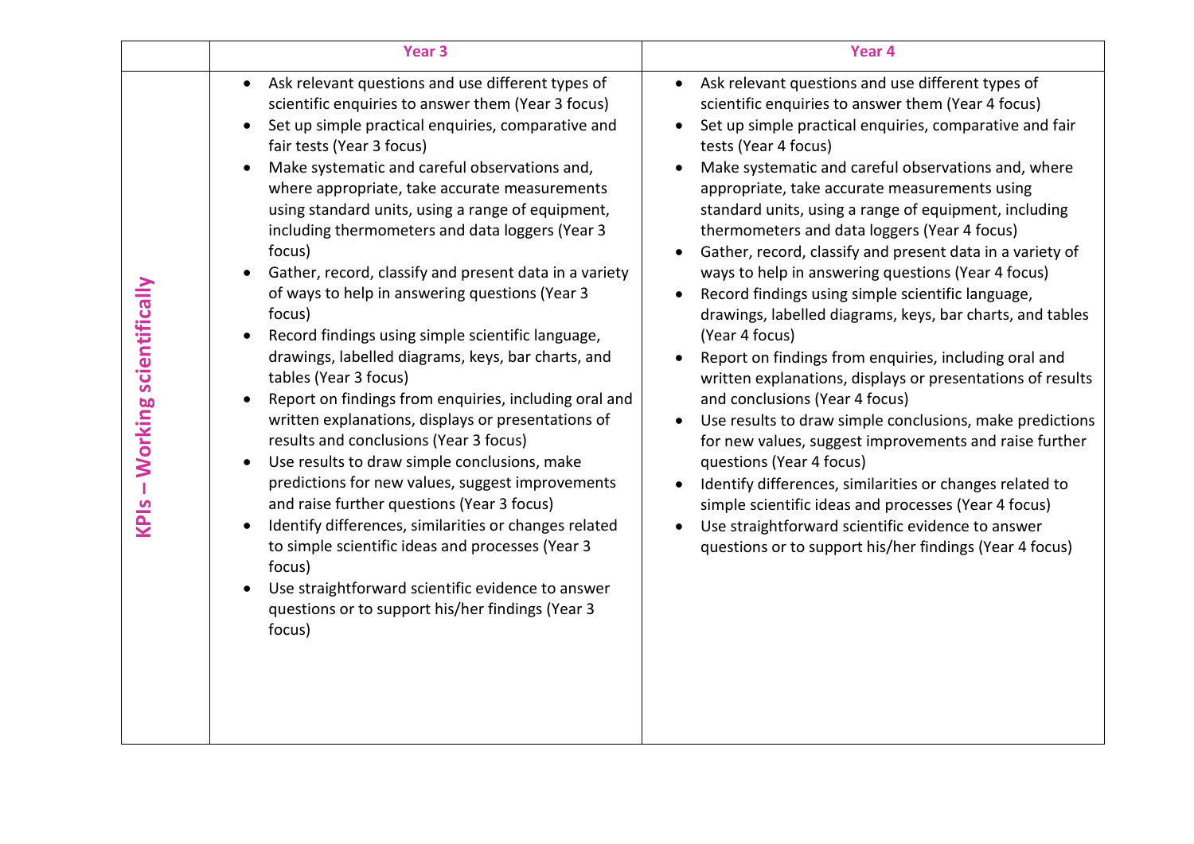| | Year 3 | Year 4 |
|---|---|---|
| KPIs – Working scientifically | • Ask relevant questions and use different types of scientific enquiries to answer them (Year 3 focus)<br>• Set up simple practical enquiries, comparative and fair tests (Year 3 focus)<br>• Make systematic and careful observations and, where appropriate, take accurate measurements using standard units, using a range of equipment, including thermometers and data loggers (Year 3 focus)<br>• Gather, record, classify and present data in a variety of ways to help in answering questions (Year 3 focus)<br>• Record findings using simple scientific language, drawings, labelled diagrams, keys, bar charts, and tables (Year 3 focus)<br>• Report on findings from enquiries, including oral and written explanations, displays or presentations of results and conclusions (Year 3 focus)<br>• Use results to draw simple conclusions, make predictions for new values, suggest improvements and raise further questions (Year 3 focus)<br>• Identify differences, similarities or changes related to simple scientific ideas and processes (Year 3 focus)<br>• Use straightforward scientific evidence to answer questions or to support his/her findings (Year 3 focus) | • Ask relevant questions and use different types of scientific enquiries to answer them (Year 4 focus)<br>• Set up simple practical enquiries, comparative and fair tests (Year 4 focus)<br>• Make systematic and careful observations and, where appropriate, take accurate measurements using standard units, using a range of equipment, including thermometers and data loggers (Year 4 focus)<br>• Gather, record, classify and present data in a variety of ways to help in answering questions (Year 4 focus)<br>• Record findings using simple scientific language, drawings, labelled diagrams, keys, bar charts, and tables (Year 4 focus)<br>• Report on findings from enquiries, including oral and written explanations, displays or presentations of results and conclusions (Year 4 focus)<br>• Use results to draw simple conclusions, make predictions for new values, suggest improvements and raise further questions (Year 4 focus)<br>• Identify differences, similarities or changes related to simple scientific ideas and processes (Year 4 focus)<br>• Use straightforward scientific evidence to answer questions or to support his/her findings (Year 4 focus) |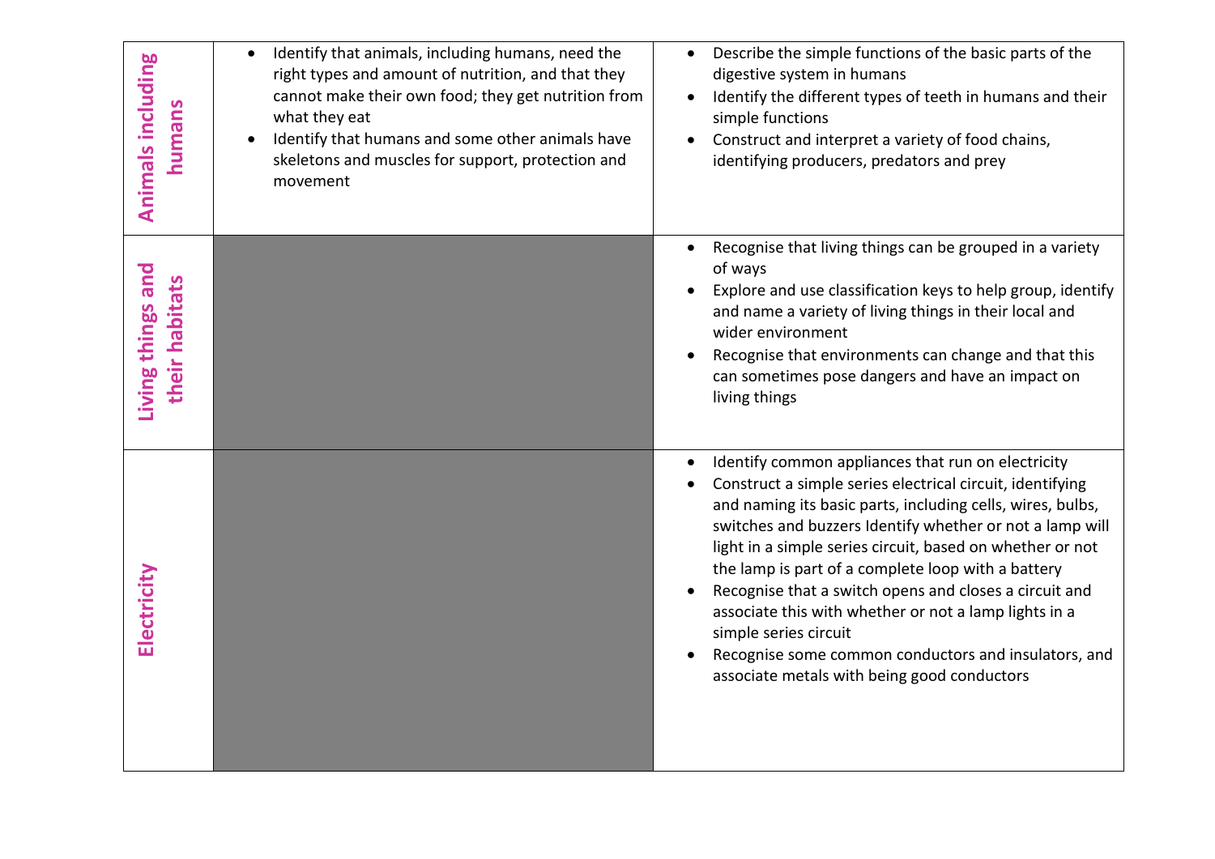| | | |
|---|---|---|
| **Animals including humans** | • Identify that animals, including humans, need the right types and amount of nutrition, and that they cannot make their own food; they get nutrition from what they eat<br>• Identify that humans and some other animals have skeletons and muscles for support, protection and movement | • Describe the simple functions of the basic parts of the digestive system in humans<br>• Identify the different types of teeth in humans and their simple functions<br>• Construct and interpret a variety of food chains, identifying producers, predators and prey |
| **Living things and their habitats** | | • Recognise that living things can be grouped in a variety of ways<br>• Explore and use classification keys to help group, identify and name a variety of living things in their local and wider environment<br>• Recognise that environments can change and that this can sometimes pose dangers and have an impact on living things |
| **Electricity** | | • Identify common appliances that run on electricity<br>• Construct a simple series electrical circuit, identifying and naming its basic parts, including cells, wires, bulbs, switches and buzzers Identify whether or not a lamp will light in a simple series circuit, based on whether or not the lamp is part of a complete loop with a battery<br>• Recognise that a switch opens and closes a circuit and associate this with whether or not a lamp lights in a simple series circuit<br>• Recognise some common conductors and insulators, and associate metals with being good conductors |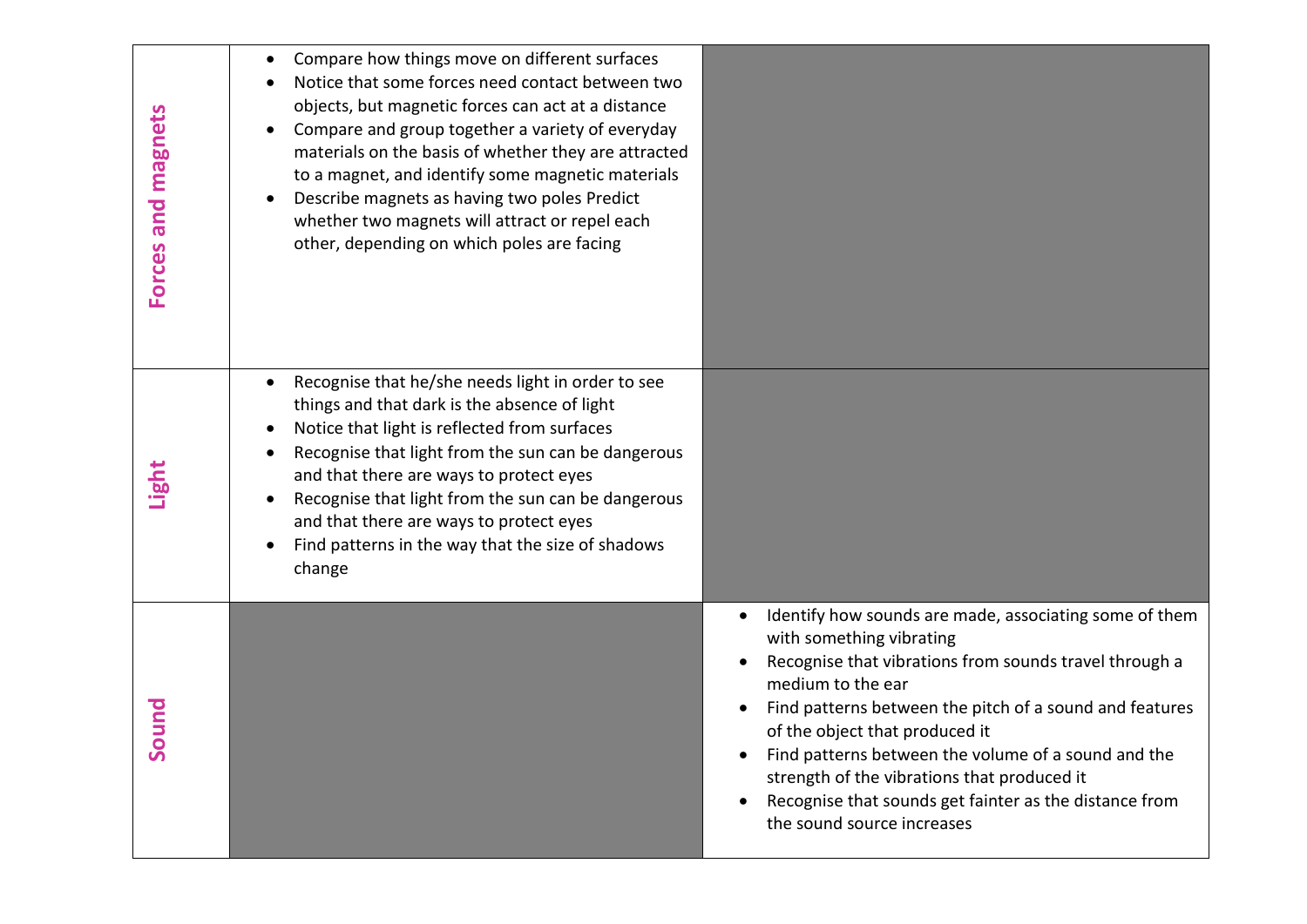| | | |
|---|---|---|
| **Forces and magnets** | • Compare how things move on different surfaces<br>• Notice that some forces need contact between two objects, but magnetic forces can act at a distance<br>• Compare and group together a variety of everyday materials on the basis of whether they are attracted to a magnet, and identify some magnetic materials<br>• Describe magnets as having two poles Predict whether two magnets will attract or repel each other, depending on which poles are facing | |
| **Light** | • Recognise that he/she needs light in order to see things and that dark is the absence of light<br>• Notice that light is reflected from surfaces<br>• Recognise that light from the sun can be dangerous and that there are ways to protect eyes<br>• Recognise that light from the sun can be dangerous and that there are ways to protect eyes<br>• Find patterns in the way that the size of shadows change | |
| **Sound** | | • Identify how sounds are made, associating some of them with something vibrating<br>• Recognise that vibrations from sounds travel through a medium to the ear<br>• Find patterns between the pitch of a sound and features of the object that produced it<br>• Find patterns between the volume of a sound and the strength of the vibrations that produced it<br>• Recognise that sounds get fainter as the distance from the sound source increases |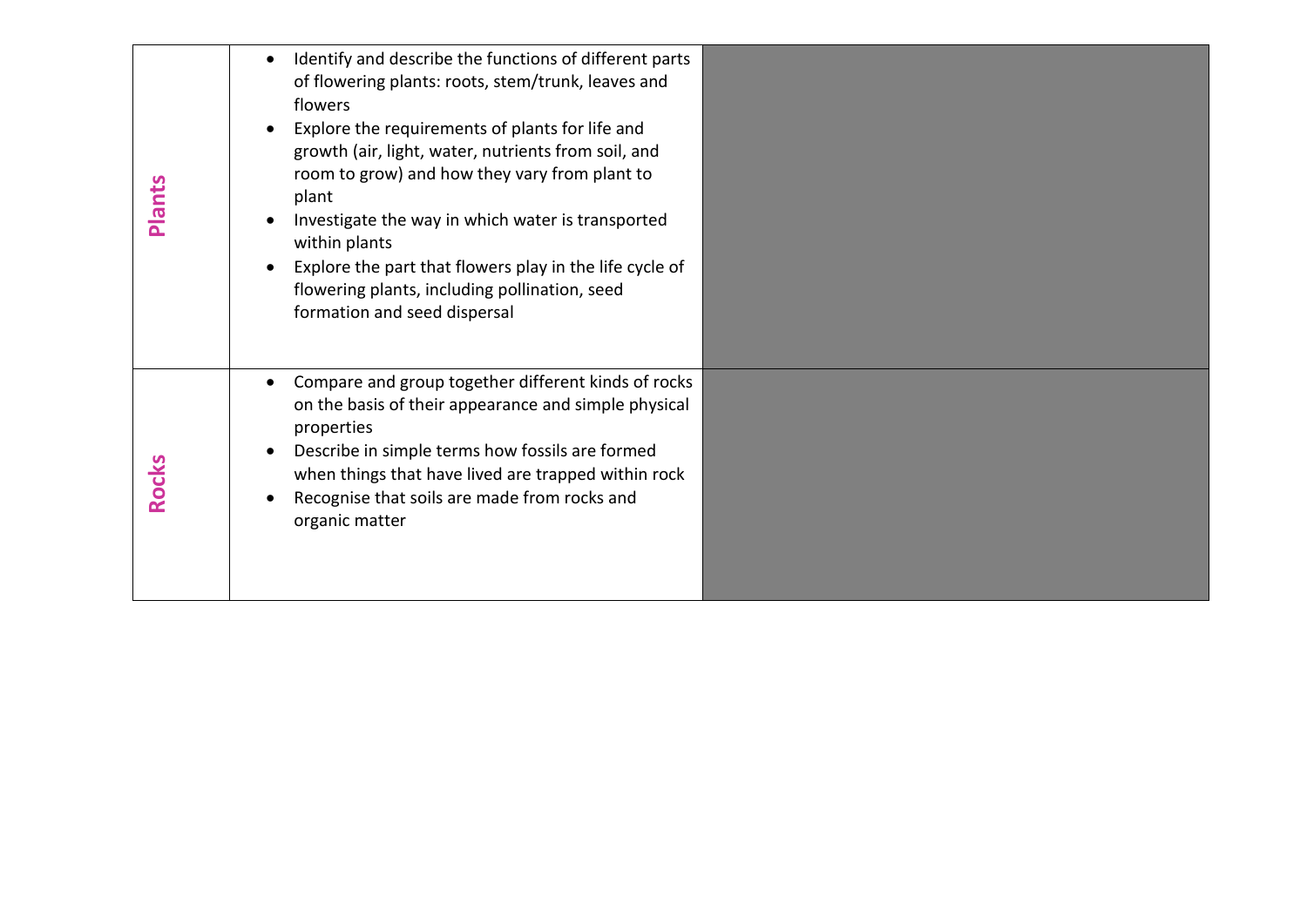| | | |
|---|---|---|
| **Plants** | • Identify and describe the functions of different parts of flowering plants: roots, stem/trunk, leaves and flowers<br>• Explore the requirements of plants for life and growth (air, light, water, nutrients from soil, and room to grow) and how they vary from plant to plant<br>• Investigate the way in which water is transported within plants<br>• Explore the part that flowers play in the life cycle of flowering plants, including pollination, seed formation and seed dispersal | |
| **Rocks** | • Compare and group together different kinds of rocks on the basis of their appearance and simple physical properties<br>• Describe in simple terms how fossils are formed when things that have lived are trapped within rock<br>• Recognise that soils are made from rocks and organic matter | |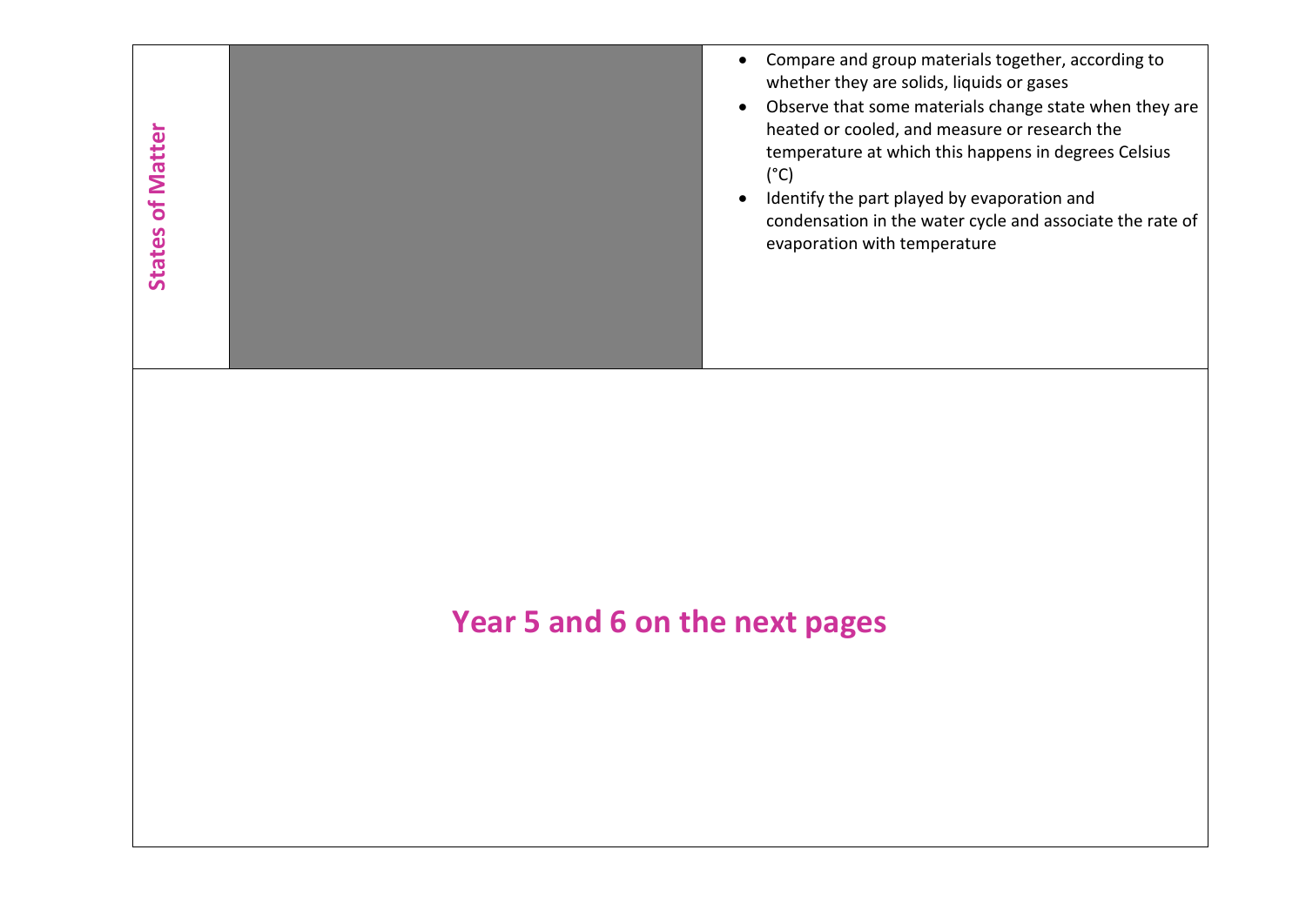| States of Matter | | • Compare and group materials together, according to whether they are solids, liquids or gases<br>• Observe that some materials change state when they are heated or cooled, and measure or research the temperature at which this happens in degrees Celsius (°C)<br>• Identify the part played by evaporation and condensation in the water cycle and associate the rate of evaporation with temperature |
|---|---|---|

**Year 5 and 6 on the next pages**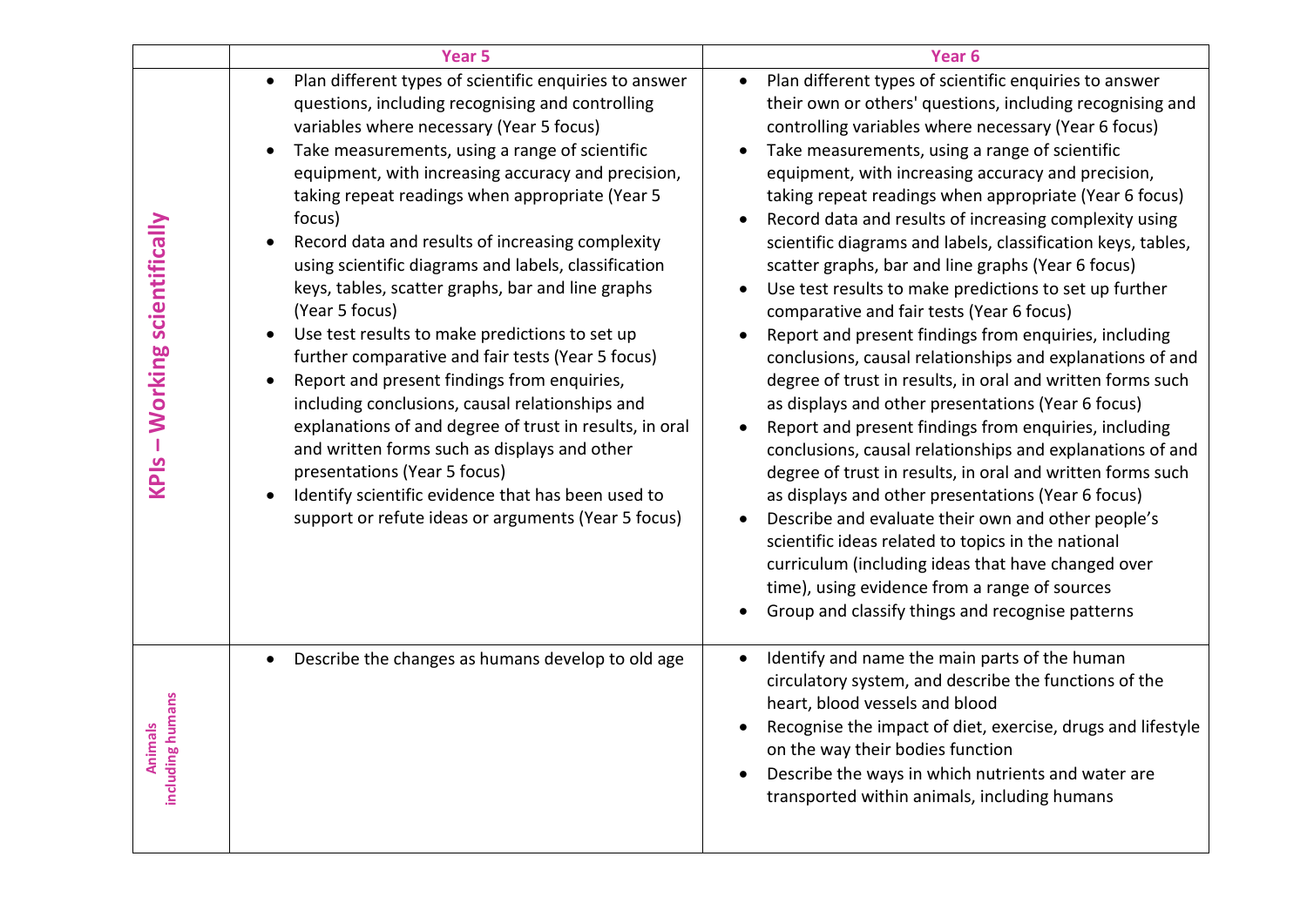|  | Year 5 | Year 6 |
|---|---|---|
| **KPIs – Working scientifically** | • Plan different types of scientific enquiries to answer questions, including recognising and controlling variables where necessary (Year 5 focus)<br>• Take measurements, using a range of scientific equipment, with increasing accuracy and precision, taking repeat readings when appropriate (Year 5 focus)<br>• Record data and results of increasing complexity using scientific diagrams and labels, classification keys, tables, scatter graphs, bar and line graphs (Year 5 focus)<br>• Use test results to make predictions to set up further comparative and fair tests (Year 5 focus)<br>• Report and present findings from enquiries, including conclusions, causal relationships and explanations of and degree of trust in results, in oral and written forms such as displays and other presentations (Year 5 focus)<br>• Identify scientific evidence that has been used to support or refute ideas or arguments (Year 5 focus) | • Plan different types of scientific enquiries to answer their own or others' questions, including recognising and controlling variables where necessary (Year 6 focus)<br>• Take measurements, using a range of scientific equipment, with increasing accuracy and precision, taking repeat readings when appropriate (Year 6 focus)<br>• Record data and results of increasing complexity using scientific diagrams and labels, classification keys, tables, scatter graphs, bar and line graphs (Year 6 focus)<br>• Use test results to make predictions to set up further comparative and fair tests (Year 6 focus)<br>• Report and present findings from enquiries, including conclusions, causal relationships and explanations of and degree of trust in results, in oral and written forms such as displays and other presentations (Year 6 focus)<br>• Report and present findings from enquiries, including conclusions, causal relationships and explanations of and degree of trust in results, in oral and written forms such as displays and other presentations (Year 6 focus)<br>• Describe and evaluate their own and other people's scientific ideas related to topics in the national curriculum (including ideas that have changed over time), using evidence from a range of sources<br>• Group and classify things and recognise patterns |
| **Animals including humans** | • Describe the changes as humans develop to old age | • Identify and name the main parts of the human circulatory system, and describe the functions of the heart, blood vessels and blood<br>• Recognise the impact of diet, exercise, drugs and lifestyle on the way their bodies function<br>• Describe the ways in which nutrients and water are transported within animals, including humans |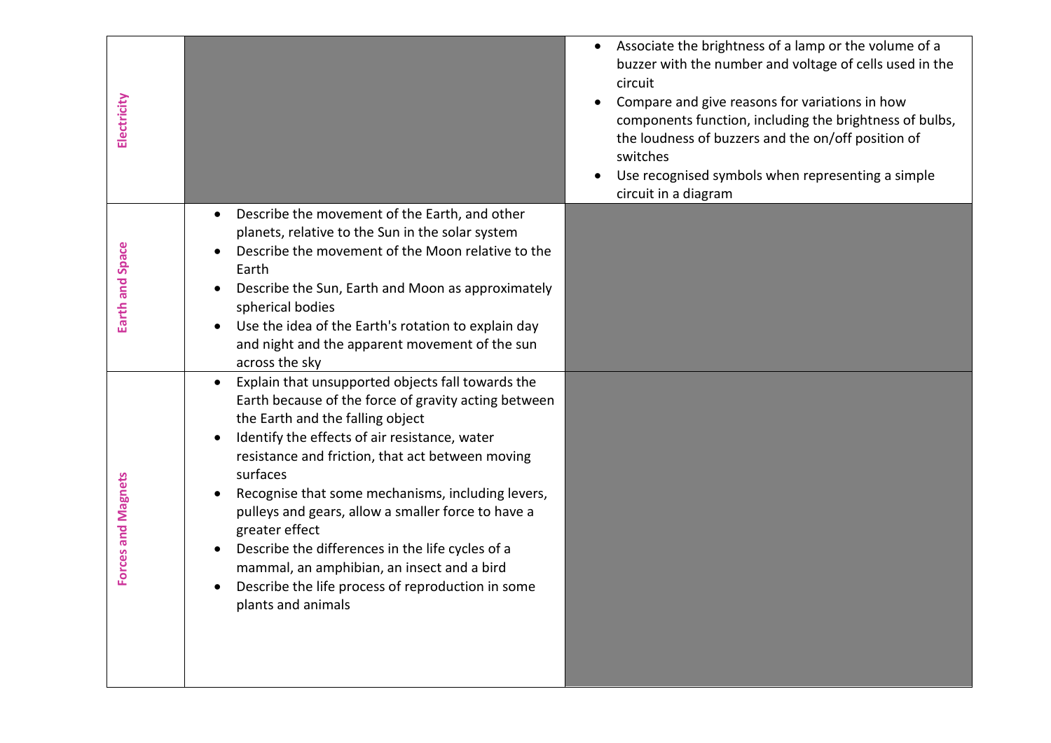| | | |
|---|---|---|
| **Electricity** | | • Associate the brightness of a lamp or the volume of a buzzer with the number and voltage of cells used in the circuit<br>• Compare and give reasons for variations in how components function, including the brightness of bulbs, the loudness of buzzers and the on/off position of switches<br>• Use recognised symbols when representing a simple circuit in a diagram |
| **Earth and Space** | • Describe the movement of the Earth, and other planets, relative to the Sun in the solar system<br>• Describe the movement of the Moon relative to the Earth<br>• Describe the Sun, Earth and Moon as approximately spherical bodies<br>• Use the idea of the Earth's rotation to explain day and night and the apparent movement of the sun across the sky | |
| **Forces and Magnets** | • Explain that unsupported objects fall towards the Earth because of the force of gravity acting between the Earth and the falling object<br>• Identify the effects of air resistance, water resistance and friction, that act between moving surfaces<br>• Recognise that some mechanisms, including levers, pulleys and gears, allow a smaller force to have a greater effect<br>• Describe the differences in the life cycles of a mammal, an amphibian, an insect and a bird<br>• Describe the life process of reproduction in some plants and animals | |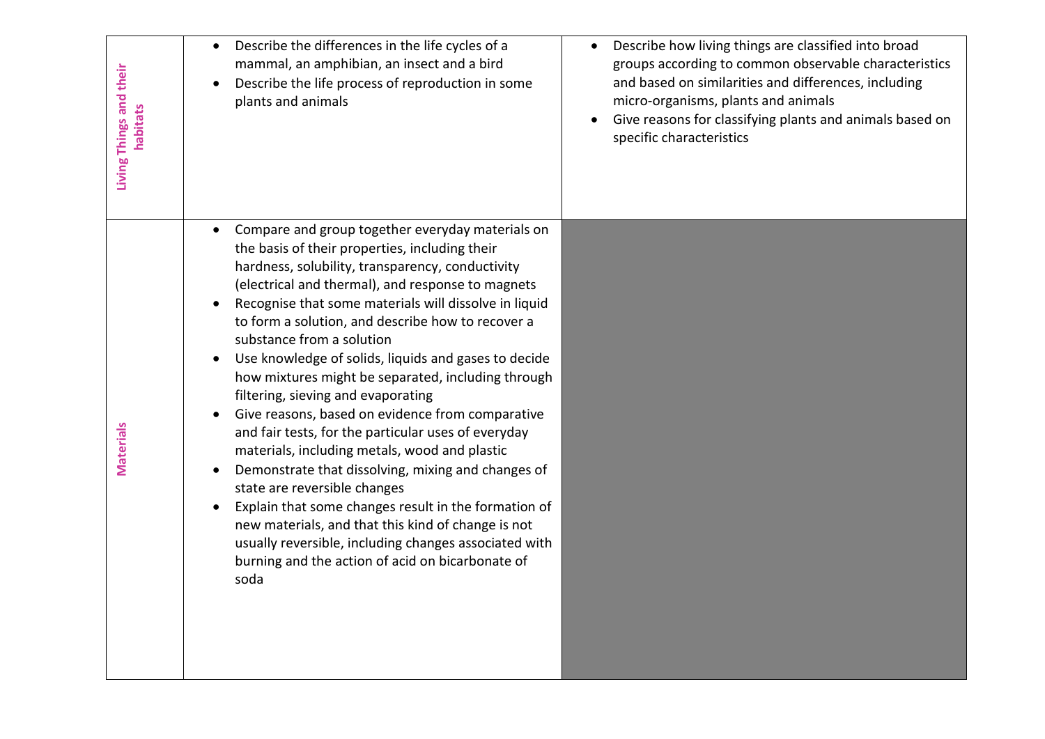| | | |
|---|---|---|
| **Living Things and their habitats** | • Describe the differences in the life cycles of a mammal, an amphibian, an insect and a bird<br>• Describe the life process of reproduction in some plants and animals | • Describe how living things are classified into broad groups according to common observable characteristics and based on similarities and differences, including micro-organisms, plants and animals<br>• Give reasons for classifying plants and animals based on specific characteristics |
| **Materials** | • Compare and group together everyday materials on the basis of their properties, including their hardness, solubility, transparency, conductivity (electrical and thermal), and response to magnets<br>• Recognise that some materials will dissolve in liquid to form a solution, and describe how to recover a substance from a solution<br>• Use knowledge of solids, liquids and gases to decide how mixtures might be separated, including through filtering, sieving and evaporating<br>• Give reasons, based on evidence from comparative and fair tests, for the particular uses of everyday materials, including metals, wood and plastic<br>• Demonstrate that dissolving, mixing and changes of state are reversible changes<br>• Explain that some changes result in the formation of new materials, and that this kind of change is not usually reversible, including changes associated with burning and the action of acid on bicarbonate of soda | |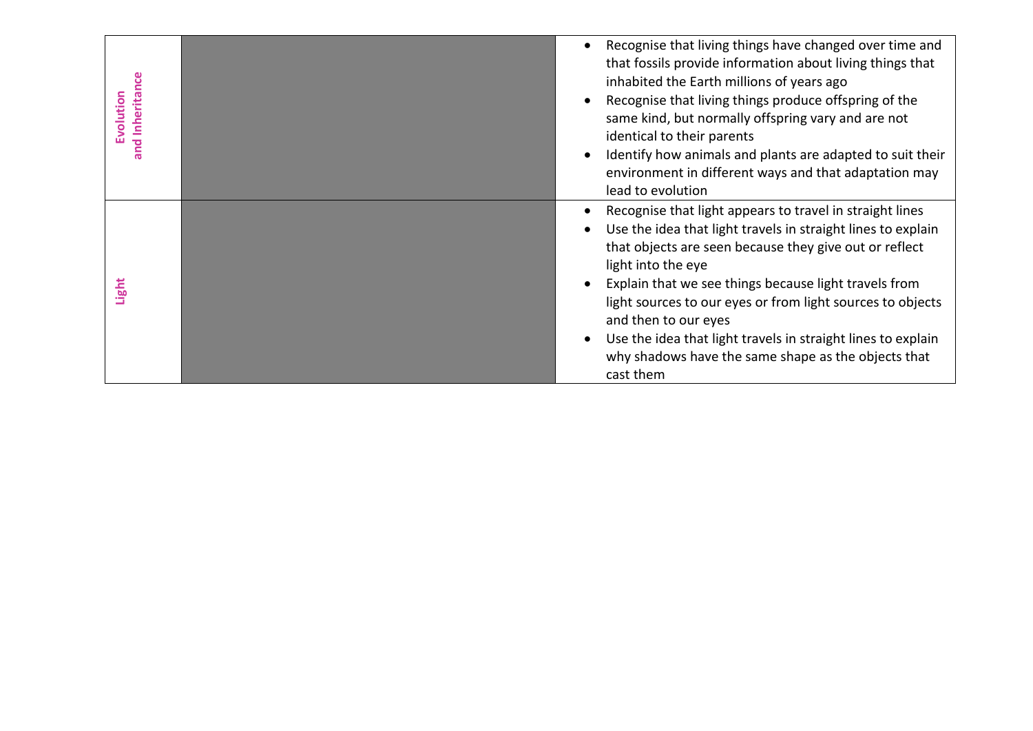| | | |
|---|---|---|
| Evolution and Inheritance | | <ul><li>Recognise that living things have changed over time and that fossils provide information about living things that inhabited the Earth millions of years ago</li><li>Recognise that living things produce offspring of the same kind, but normally offspring vary and are not identical to their parents</li><li>Identify how animals and plants are adapted to suit their environment in different ways and that adaptation may lead to evolution</li></ul> |
| Light | | <ul><li>Recognise that light appears to travel in straight lines</li><li>Use the idea that light travels in straight lines to explain that objects are seen because they give out or reflect light into the eye</li><li>Explain that we see things because light travels from light sources to our eyes or from light sources to objects and then to our eyes</li><li>Use the idea that light travels in straight lines to explain why shadows have the same shape as the objects that cast them</li></ul> |